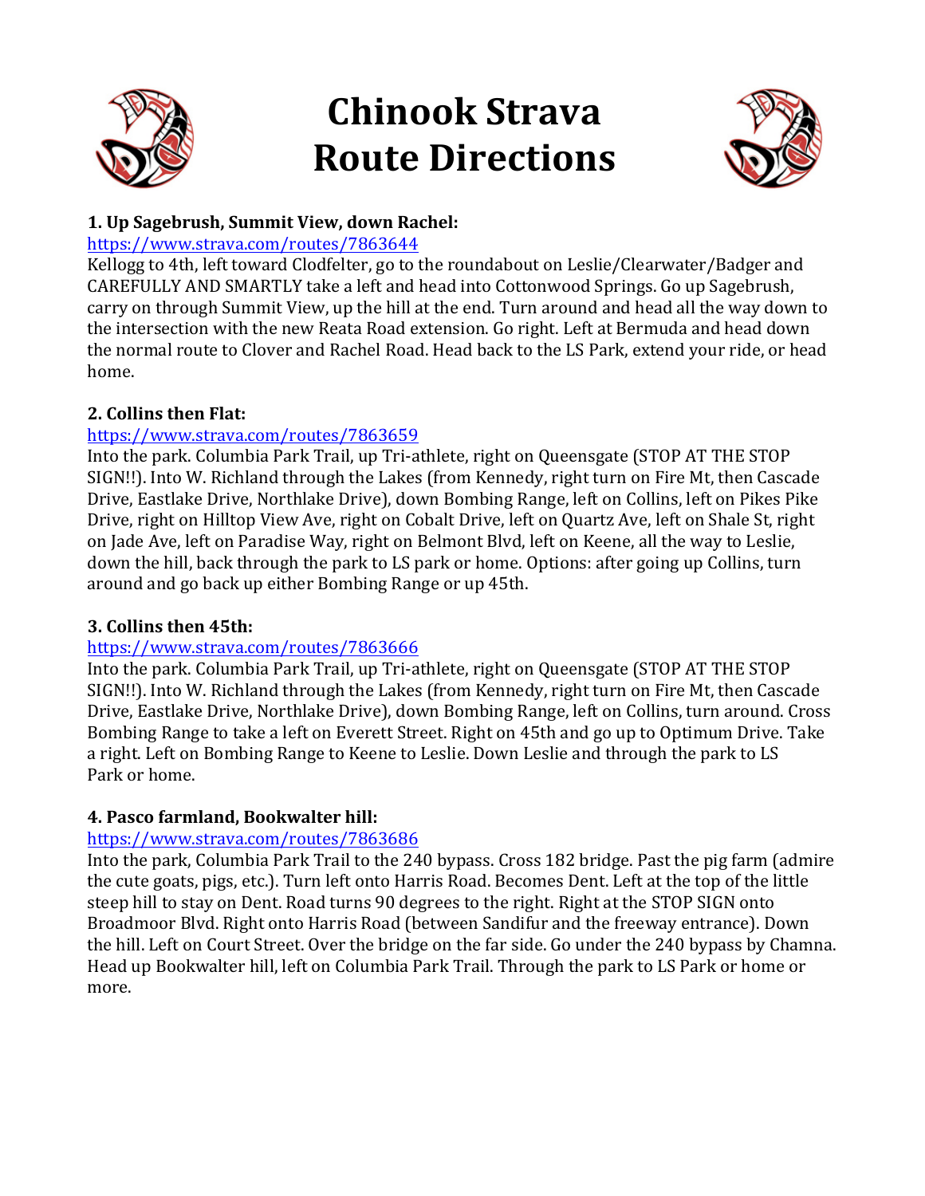# Chinook Strava Route Directions

### 1. Up Sagebrush, Summit View, down Rachel:

https://www.strava.com/routes/7863644

Kellogg to 4th, left toward Clodfelter, go to the roundabout on Leslie/Clearwater/Badger and CAREFULLY AND SMARTLY take a left and head into Cottonwood Springs. Go up Sagebrush, carry on through Summit View, up the hill at the end. Turn around and head all the way down to the intersection with the new Reata Road extension. Go right. Left at Bermuda and head down the normal route to Clover and Rachel Road. Head back to the LS Park, extend your ride, or head home.

### 2. Collins then Flat:

https://www.strava.com/routes/7863659

Into the park. Columbia Park Trail, up Tri-athlete, right on Queensgate (STOP AT THE STOP SIGN!!). Into W. Richland through the Lakes (from Kennedy, right turn on Fire Mt, then Cascade Drive, Eastlake Drive, Northlake Drive), down Bombing Range, left on Collins, left on Pikes Pike Drive, right on Hilltop View Ave, right on Cobalt Drive, left on Quartz Ave, left on Shale St, right on Jade Ave, left on Paradise Way, right on Belmont Blvd, left on Keene, all the way to Leslie, down the hill, back through the park to LS park or home. Options: after going up Collins, turn around and go back up either Bombing Range or up 45th.

### 3. Collins then 45th:

https://www.strava.com/routes/7863666

Into the park. Columbia Park Trail, up Tri-athlete, right on Queensgate (STOP AT THE STOP SIGN!!). Into W. Richland through the Lakes (from Kennedy, right turn on Fire Mt, then Cascade Drive, Eastlake Drive, Northlake Drive), down Bombing Range, left on Collins, turn around. Cross Bombing Range to take a left on Everett Street. Right on 45th and go up to Optimum Drive. Take a right. Left on Bombing Range to Keene to Leslie. Down Leslie and through the park to LS Park or home.

### 4. Pasco farmland, Bookwalter hill:

https://www.strava.com/routes/7863686

Into the park, Columbia Park Trail to the 240 bypass. Cross 182 bridge. Past the pig farm (admire the cute goats, pigs, etc.). Turn left onto Harris Road. Becomes Dent. Left at the top of the little steep hill to stay on Dent. Road turns 90 degrees to the right. Right at the STOP SIGN onto Broadmoor Blvd. Right onto Harris Road (between Sandifur and the freeway entrance). Down the hill. Left on Court Street. Over the bridge on the far side. Go under the 240 bypass by Chamna. Head up Bookwalter hill, left on Columbia Park Trail. Through the park to LS Park or home or more.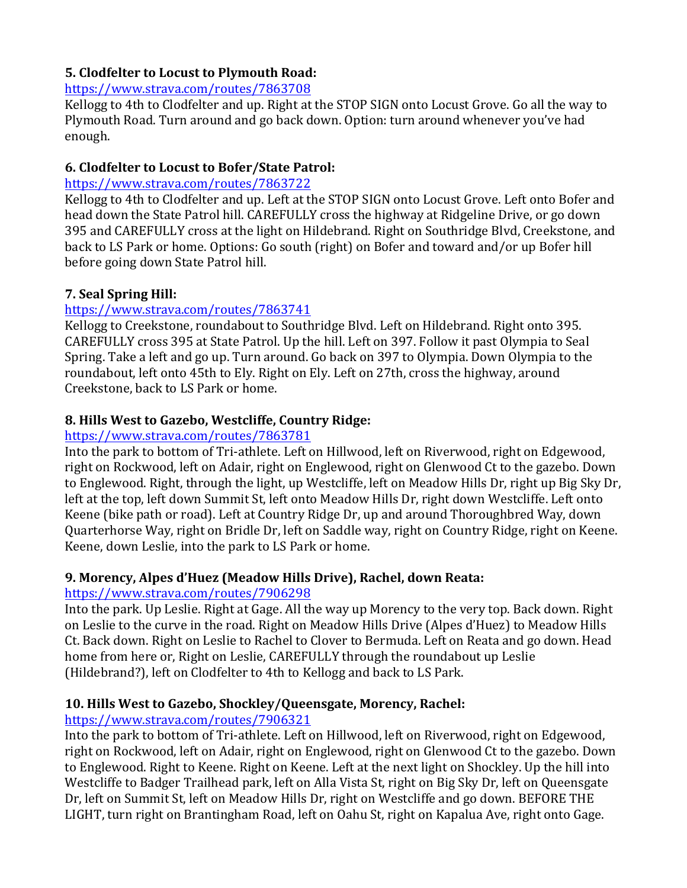### 5. Clodfelter to Locust to Plymouth Road:

https://www.strava.com/routes/7863708

Kellogg to 4th to Clodfelter and up. Right at the STOP SIGN onto Locust Grove. Go all the way to Plymouth Road. Turn around and go back down. Option: turn around whenever you've had enough.

### 6. Clodfelter to Locust to Bofer/State Patrol:

https://www.strava.com/routes/7863722

Kellogg to 4th to Clodfelter and up. Left at the STOP SIGN onto Locust Grove. Left onto Bofer and head down the State Patrol hill. CAREFULLY cross the highway at Ridgeline Drive, or go down 395 and CAREFULLY cross at the light on Hildebrand. Right on Southridge Blvd, Creekstone, and back to LS Park or home. Options: Go south (right) on Bofer and toward and/or up Bofer hill before going down State Patrol hill.

### 7. Seal Spring Hill:

https://www.strava.com/routes/7863741

Kellogg to Creekstone, roundabout to Southridge Blvd. Left on Hildebrand. Right onto 395. CAREFULLY cross 395 at State Patrol. Up the hill. Left on 397. Follow it past Olympia to Seal Spring. Take a left and go up. Turn around. Go back on 397 to Olympia. Down Olympia to the roundabout, left onto 45th to Ely. Right on Ely. Left on 27th, cross the highway, around Creekstone, back to LS Park or home.

### 8. Hills West to Gazebo, Westcliffe, Country Ridge:

https://www.strava.com/routes/7863781

Into the park to bottom of Tri-athlete. Left on Hillwood, left on Riverwood, right on Edgewood, right on Rockwood, left on Adair, right on Englewood, right on Glenwood Ct to the gazebo. Down to Englewood. Right, through the light, up Westcliffe, left on Meadow Hills Dr, right up Big Sky Dr, left at the top, left down Summit St, left onto Meadow Hills Dr, right down Westcliffe. Left onto Keene (bike path or road). Left at Country Ridge Dr, up and around Thoroughbred Way, down Quarterhorse Way, right on Bridle Dr, left on Saddle way, right on Country Ridge, right on Keene. Keene, down Leslie, into the park to LS Park or home.

### 9. Morency, Alpes d'Huez (Meadow Hills Drive), Rachel, down Reata:

https://www.strava.com/routes/7906298

Into the park. Up Leslie. Right at Gage. All the way up Morency to the very top. Back down. Right on Leslie to the curve in the road. Right on Meadow Hills Drive (Alpes d'Huez) to Meadow Hills Ct. Back down. Right on Leslie to Rachel to Clover to Bermuda. Left on Reata and go down. Head home from here or, Right on Leslie, CAREFULLY through the roundabout up Leslie (Hildebrand?), left on Clodfelter to 4th to Kellogg and back to LS Park.

### 10. Hills West to Gazebo, Shockley/Queensgate, Morency, Rachel:

https://www.strava.com/routes/7906321

Into the park to bottom of Tri-athlete. Left on Hillwood, left on Riverwood, right on Edgewood, right on Rockwood, left on Adair, right on Englewood, right on Glenwood Ct to the gazebo. Down to Englewood. Right to Keene. Right on Keene. Left at the next light on Shockley. Up the hill into Westcliffe to Badger Trailhead park, left on Alla Vista St, right on Big Sky Dr, left on Queensgate Dr, left on Summit St, left on Meadow Hills Dr, right on Westcliffe and go down. BEFORE THE LIGHT, turn right on Brantingham Road, left on Oahu St, right on Kapalua Ave, right onto Gage.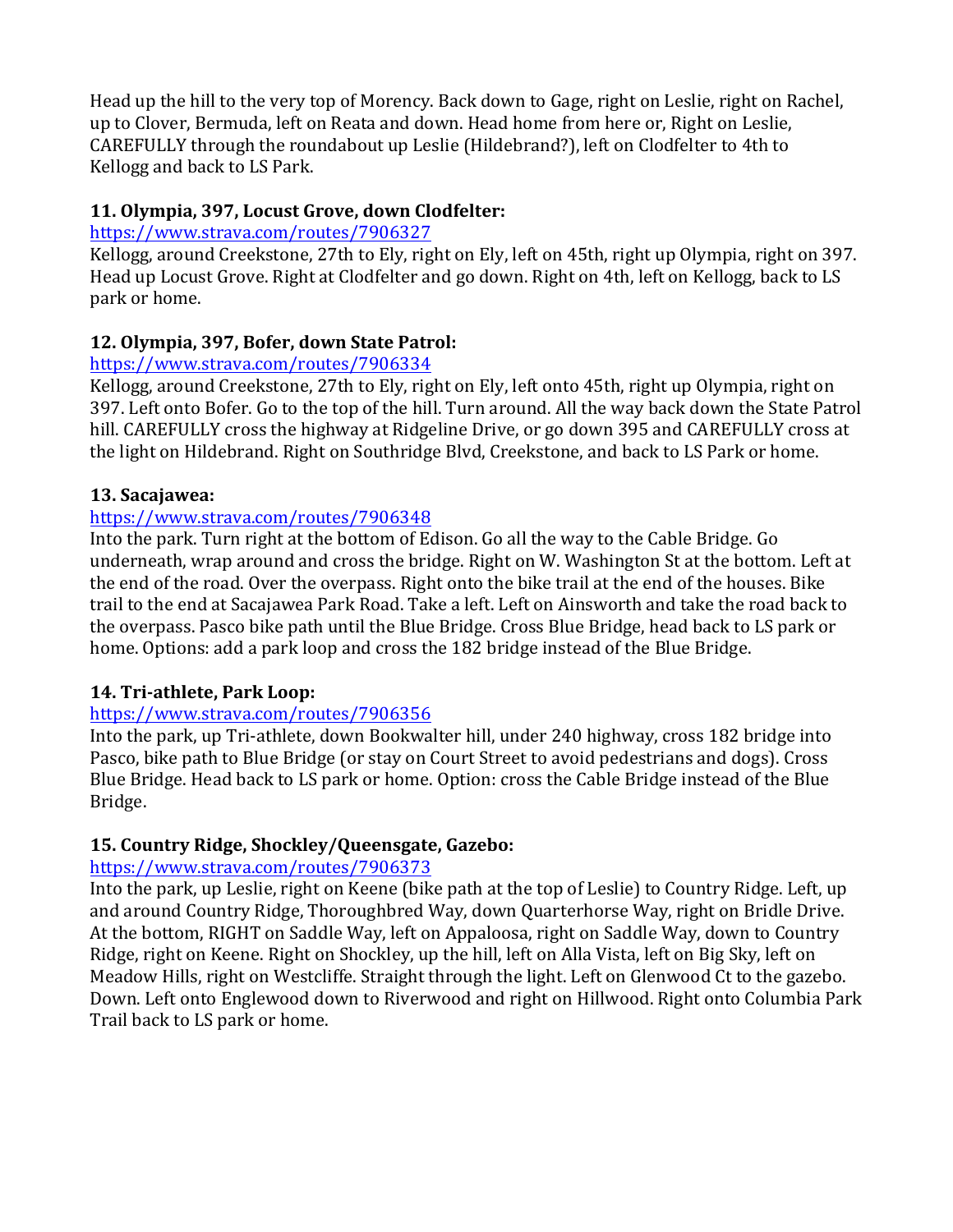Head up the hill to the very top of Morency. Back down to Gage, right on Leslie, right on Rachel, up to Clover, Bermuda, left on Reata and down. Head home from here or, Right on Leslie, CAREFULLY through the roundabout up Leslie (Hildebrand?), left on Clodfelter to 4th to Kellogg and back to LS Park.

### 11. Olympia, 397, Locust Grove, down Clodfelter:

https://www.strava.com/routes/7906327

Kellogg, around Creekstone, 27th to Ely, right on Ely, left on 45th, right up Olympia, right on 397. Head up Locust Grove. Right at Clodfelter and go down. Right on 4th, left on Kellogg, back to LS park or home.

### 12. Olympia, 397, Bofer, down State Patrol:

https://www.strava.com/routes/7906334

Kellogg, around Creekstone, 27th to Ely, right on Ely, left onto 45th, right up Olympia, right on 397. Left onto Bofer. Go to the top of the hill. Turn around. All the way back down the State Patrol hill. CAREFULLY cross the highway at Ridgeline Drive, or go down 395 and CAREFULLY cross at the light on Hildebrand. Right on Southridge Blvd, Creekstone, and back to LS Park or home.

### 13. Sacajawea:

https://www.strava.com/routes/7906348

Into the park. Turn right at the bottom of Edison. Go all the way to the Cable Bridge. Go underneath, wrap around and cross the bridge. Right on W. Washington St at the bottom. Left at the end of the road. Over the overpass. Right onto the bike trail at the end of the houses. Bike trail to the end at Sacajawea Park Road. Take a left. Left on Ainsworth and take the road back to the overpass. Pasco bike path until the Blue Bridge. Cross Blue Bridge, head back to LS park or home. Options: add a park loop and cross the 182 bridge instead of the Blue Bridge.

### 14. Tri-athlete, Park Loop:

https://www.strava.com/routes/7906356

Into the park, up Tri-athlete, down Bookwalter hill, under 240 highway, cross 182 bridge into Pasco, bike path to Blue Bridge (or stay on Court Street to avoid pedestrians and dogs). Cross Blue Bridge. Head back to LS park or home. Option: cross the Cable Bridge instead of the Blue Bridge.

### 15. Country Ridge, Shockley/Queensgate, Gazebo:

https://www.strava.com/routes/7906373

Into the park, up Leslie, right on Keene (bike path at the top of Leslie) to Country Ridge. Left, up and around Country Ridge, Thoroughbred Way, down Quarterhorse Way, right on Bridle Drive. At the bottom, RIGHT on Saddle Way, left on Appaloosa, right on Saddle Way, down to Country Ridge, right on Keene. Right on Shockley, up the hill, left on Alla Vista, left on Big Sky, left on Meadow Hills, right on Westcliffe. Straight through the light. Left on Glenwood Ct to the gazebo. Down. Left onto Englewood down to Riverwood and right on Hillwood. Right onto Columbia Park Trail back to LS park or home.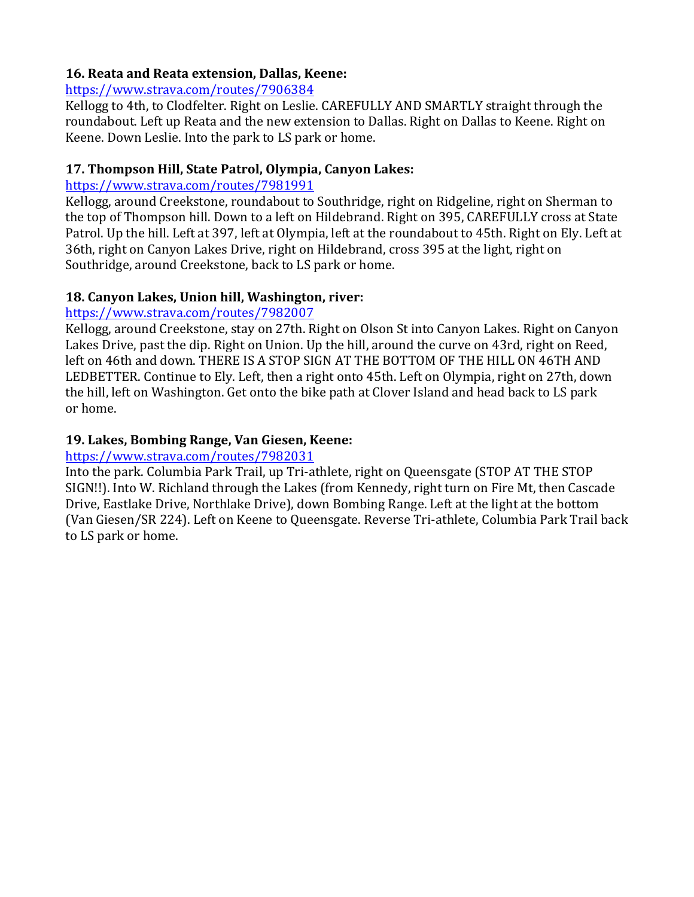**16. Reata and Reata extension, Dallas, Keene:**

https://www.strava.com/routes/7906384

Kellogg to 4th, to Clodfelter. Right on Leslie. CAREFULLY AND SMARTLY straight through the roundabout. Left up Reata and the new extension to Dallas. Right on Dallas to Keene. Right on Keene. Down Leslie. Into the park to LS park or home.

**17. Thompson Hill, State Patrol, Olympia, Canyon Lakes:**

https://www.strava.com/routes/7981991

Kellogg, around Creekstone, roundabout to Southridge, right on Ridgeline, right on Sherman to the top of Thompson hill. Down to a left on Hildebrand. Right on 395, CAREFULLY cross at State Patrol. Up the hill. Left at 397, left at Olympia, left at the roundabout to 45th. Right on Ely. Left at 36th, right on Canyon Lakes Drive, right on Hildebrand, cross 395 at the light, right on Southridge, around Creekstone, back to LS park or home.

**18. Canyon Lakes, Union hill, Washington, river:**

https://www.strava.com/routes/7982007

Kellogg, around Creekstone, stay on 27th. Right on Olson St into Canyon Lakes. Right on Canyon Lakes Drive, past the dip. Right on Union. Up the hill, around the curve on 43rd, right on Reed, left on 46th and down. THERE IS A STOP SIGN AT THE BOTTOM OF THE HILL ON 46TH AND LEDBETTER. Continue to Ely. Left, then a right onto 45th. Left on Olympia, right on 27th, down the hill, left on Washington. Get onto the bike path at Clover Island and head back to LS park or home.

**19. Lakes, Bombing Range, Van Giesen, Keene:**

https://www.strava.com/routes/7982031

Into the park. Columbia Park Trail, up Tri-athlete, right on Queensgate (STOP AT THE STOP SIGN!!). Into W. Richland through the Lakes (from Kennedy, right turn on Fire Mt, then Cascade Drive, Eastlake Drive, Northlake Drive), down Bombing Range. Left at the light at the bottom (Van Giesen/SR 224). Left on Keene to Queensgate. Reverse Tri-athlete, Columbia Park Trail back to LS park or home.